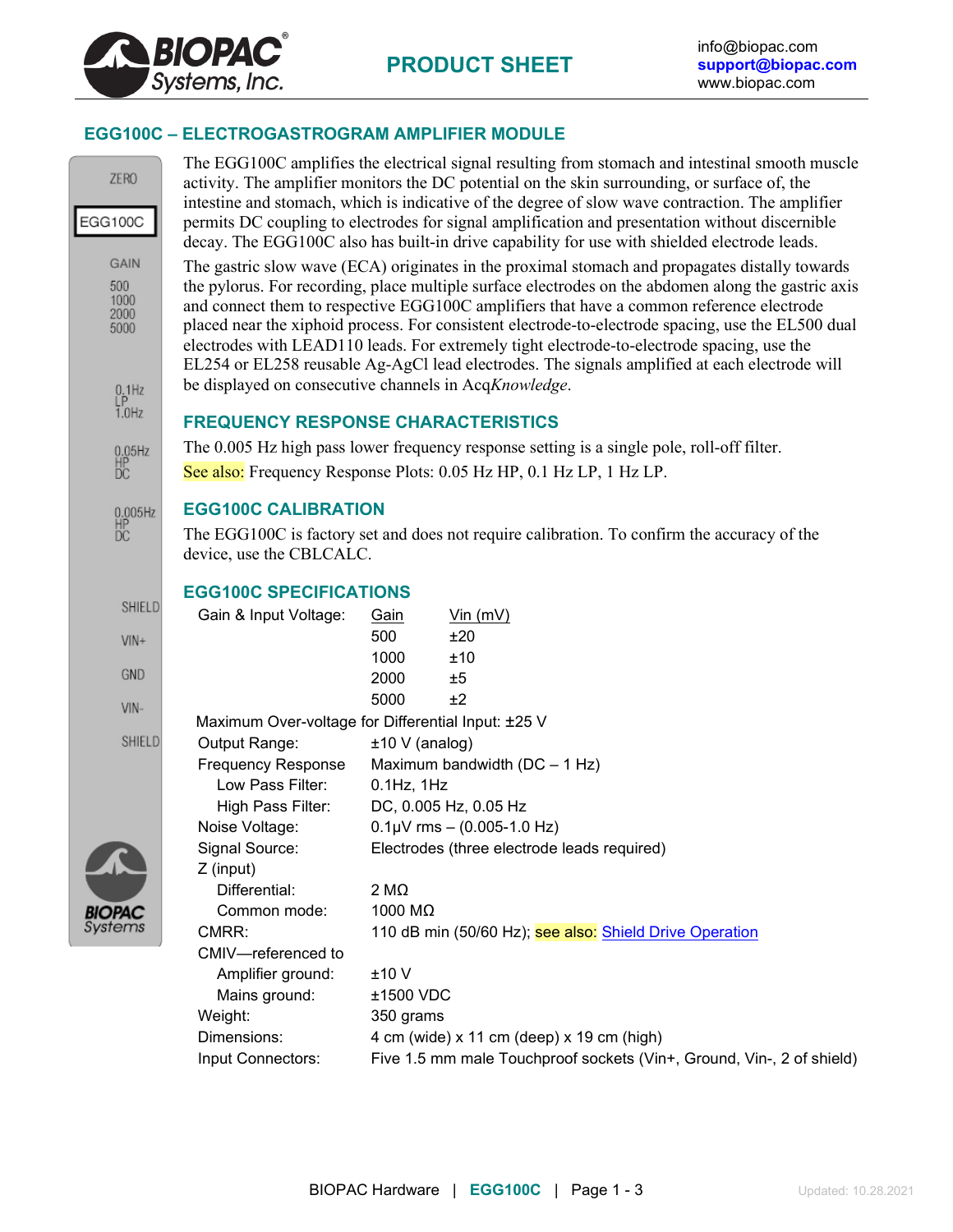# EGG100C – ELECTROGASTROGRAM AMPLIFIER MODULE

ZERO

EGG100C

GAIN
500
1000
2000
5000

0.1Hz
LP
1.0Hz

0.05Hz
HP
DC

0.005Hz
HP
DC

SHIELD
VIN+
GND
VIN-
SHIELD

The EGG100C amplifies the electrical signal resulting from stomach and intestinal smooth muscle activity. The amplifier monitors the DC potential on the skin surrounding, or surface of, the intestine and stomach, which is indicative of the degree of slow wave contraction. The amplifier permits DC coupling to electrodes for signal amplification and presentation without discernible decay. The EGG100C also has built-in drive capability for use with shielded electrode leads.

The gastric slow wave (ECA) originates in the proximal stomach and propagates distally towards the pylorus. For recording, place multiple surface electrodes on the abdomen along the gastric axis and connect them to respective EGG100C amplifiers that have a common reference electrode placed near the xiphoid process. For consistent electrode-to-electrode spacing, use the EL500 dual electrodes with LEAD110 leads. For extremely tight electrode-to-electrode spacing, use the EL254 or EL258 reusable Ag-AgCl lead electrodes. The signals amplified at each electrode will be displayed on consecutive channels in Acq*Knowledge*.

## FREQUENCY RESPONSE CHARACTERISTICS

The 0.005 Hz high pass lower frequency response setting is a single pole, roll-off filter.

See also: Frequency Response Plots: 0.05 Hz HP, 0.1 Hz LP, 1 Hz LP.

## EGG100C CALIBRATION

The EGG100C is factory set and does not require calibration. To confirm the accuracy of the device, use the CBLCALC.

## EGG100C SPECIFICATIONS

Gain & Input Voltage:

| Gain | Vin (mV) |
|---|---|
| 500 | ±20 |
| 1000 | ±10 |
| 2000 | ±5 |
| 5000 | ±2 |

Maximum Over-voltage for Differential Input: ±25 V

| | |
|---|---|
| Output Range: | ±10 V (analog) |
| Frequency Response | Maximum bandwidth (DC – 1 Hz) |
| Low Pass Filter: | 0.1Hz, 1Hz |
| High Pass Filter: | DC, 0.005 Hz, 0.05 Hz |
| Noise Voltage: | 0.1μV rms – (0.005-1.0 Hz) |
| Signal Source: | Electrodes (three electrode leads required) |
| Z (input) | |
| Differential: | 2 MΩ |
| Common mode: | 1000 MΩ |
| CMRR: | 110 dB min (50/60 Hz); see also: Shield Drive Operation |
| CMIV—referenced to | |
| Amplifier ground: | ±10 V |
| Mains ground: | ±1500 VDC |
| Weight: | 350 grams |
| Dimensions: | 4 cm (wide) x 11 cm (deep) x 19 cm (high) |
| Input Connectors: | Five 1.5 mm male Touchproof sockets (Vin+, Ground, Vin-, 2 of shield) |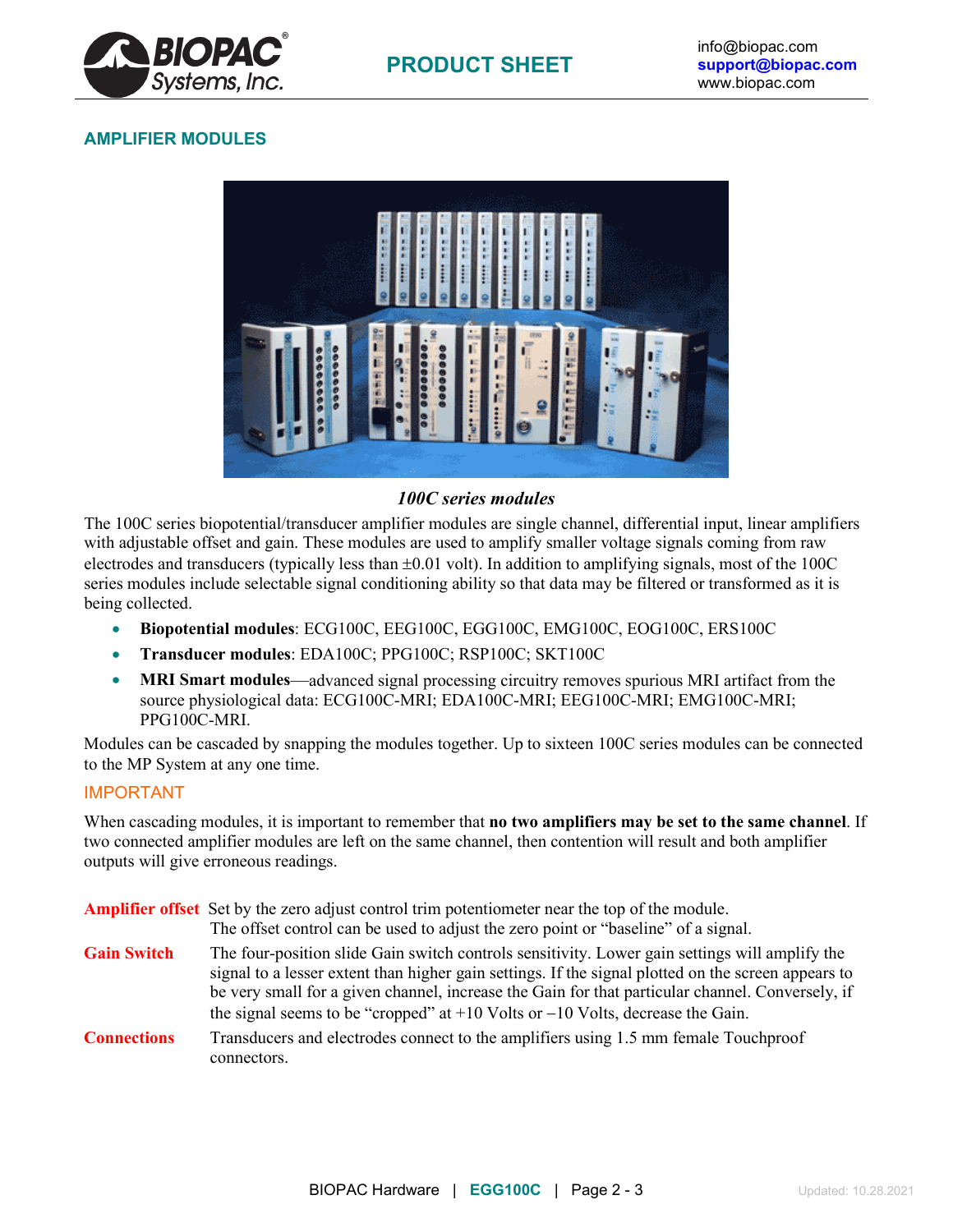## AMPLIFIER MODULES

***100C series modules***

The 100C series biopotential/transducer amplifier modules are single channel, differential input, linear amplifiers with adjustable offset and gain. These modules are used to amplify smaller voltage signals coming from raw electrodes and transducers (typically less than ±0.01 volt). In addition to amplifying signals, most of the 100C series modules include selectable signal conditioning ability so that data may be filtered or transformed as it is being collected.

- **Biopotential modules**: ECG100C, EEG100C, EGG100C, EMG100C, EOG100C, ERS100C
- **Transducer modules**: EDA100C; PPG100C; RSP100C; SKT100C
- **MRI Smart modules**—advanced signal processing circuitry removes spurious MRI artifact from the source physiological data: ECG100C-MRI; EDA100C-MRI; EEG100C-MRI; EMG100C-MRI; PPG100C-MRI.

Modules can be cascaded by snapping the modules together. Up to sixteen 100C series modules can be connected to the MP System at any one time.

### IMPORTANT

When cascading modules, it is important to remember that **no two amplifiers may be set to the same channel**. If two connected amplifier modules are left on the same channel, then contention will result and both amplifier outputs will give erroneous readings.

**Amplifier offset** Set by the zero adjust control trim potentiometer near the top of the module. The offset control can be used to adjust the zero point or "baseline" of a signal.

**Gain Switch** The four-position slide Gain switch controls sensitivity. Lower gain settings will amplify the signal to a lesser extent than higher gain settings. If the signal plotted on the screen appears to be very small for a given channel, increase the Gain for that particular channel. Conversely, if the signal seems to be "cropped" at +10 Volts or –10 Volts, decrease the Gain.

**Connections** Transducers and electrodes connect to the amplifiers using 1.5 mm female Touchproof connectors.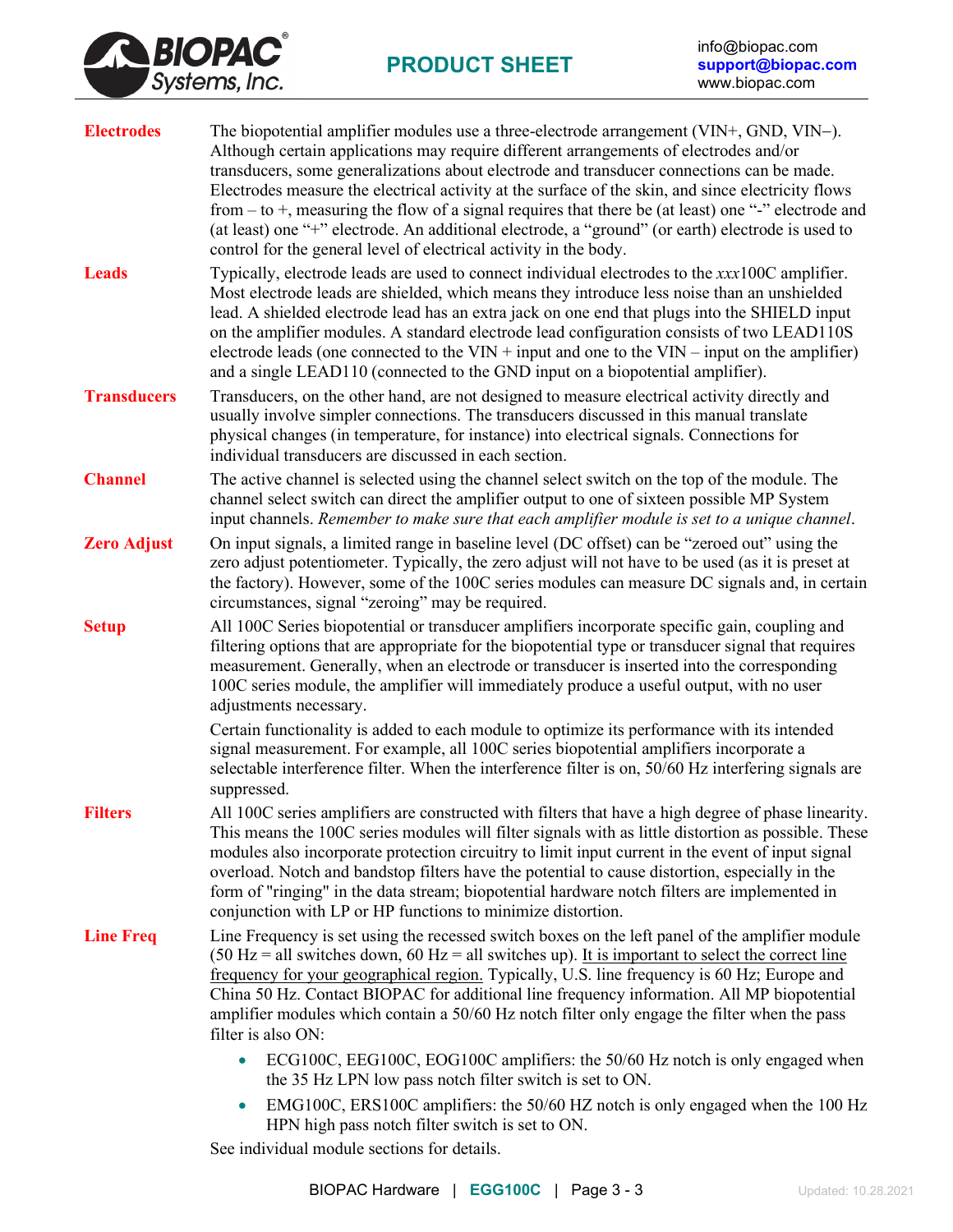**Electrodes**

The biopotential amplifier modules use a three-electrode arrangement (VIN+, GND, VIN−). Although certain applications may require different arrangements of electrodes and/or transducers, some generalizations about electrode and transducer connections can be made. Electrodes measure the electrical activity at the surface of the skin, and since electricity flows from – to +, measuring the flow of a signal requires that there be (at least) one "-" electrode and (at least) one "+" electrode. An additional electrode, a "ground" (or earth) electrode is used to control for the general level of electrical activity in the body.

**Leads**

Typically, electrode leads are used to connect individual electrodes to the *xxx*100C amplifier. Most electrode leads are shielded, which means they introduce less noise than an unshielded lead. A shielded electrode lead has an extra jack on one end that plugs into the SHIELD input on the amplifier modules. A standard electrode lead configuration consists of two LEAD110S electrode leads (one connected to the VIN + input and one to the VIN – input on the amplifier) and a single LEAD110 (connected to the GND input on a biopotential amplifier).

**Transducers**

Transducers, on the other hand, are not designed to measure electrical activity directly and usually involve simpler connections. The transducers discussed in this manual translate physical changes (in temperature, for instance) into electrical signals. Connections for individual transducers are discussed in each section.

**Channel**

The active channel is selected using the channel select switch on the top of the module. The channel select switch can direct the amplifier output to one of sixteen possible MP System input channels. *Remember to make sure that each amplifier module is set to a unique channel*.

**Zero Adjust**

On input signals, a limited range in baseline level (DC offset) can be "zeroed out" using the zero adjust potentiometer. Typically, the zero adjust will not have to be used (as it is preset at the factory). However, some of the 100C series modules can measure DC signals and, in certain circumstances, signal "zeroing" may be required.

**Setup**

All 100C Series biopotential or transducer amplifiers incorporate specific gain, coupling and filtering options that are appropriate for the biopotential type or transducer signal that requires measurement. Generally, when an electrode or transducer is inserted into the corresponding 100C series module, the amplifier will immediately produce a useful output, with no user adjustments necessary.

Certain functionality is added to each module to optimize its performance with its intended signal measurement. For example, all 100C series biopotential amplifiers incorporate a selectable interference filter. When the interference filter is on, 50/60 Hz interfering signals are suppressed.

**Filters**

All 100C series amplifiers are constructed with filters that have a high degree of phase linearity. This means the 100C series modules will filter signals with as little distortion as possible. These modules also incorporate protection circuitry to limit input current in the event of input signal overload. Notch and bandstop filters have the potential to cause distortion, especially in the form of "ringing" in the data stream; biopotential hardware notch filters are implemented in conjunction with LP or HP functions to minimize distortion.

**Line Freq**

Line Frequency is set using the recessed switch boxes on the left panel of the amplifier module (50 Hz = all switches down, 60 Hz = all switches up). <u>It is important to select the correct line frequency for your geographical region.</u> Typically, U.S. line frequency is 60 Hz; Europe and China 50 Hz. Contact BIOPAC for additional line frequency information. All MP biopotential amplifier modules which contain a 50/60 Hz notch filter only engage the filter when the pass filter is also ON:

- ECG100C, EEG100C, EOG100C amplifiers: the 50/60 Hz notch is only engaged when the 35 Hz LPN low pass notch filter switch is set to ON.
- EMG100C, ERS100C amplifiers: the 50/60 HZ notch is only engaged when the 100 Hz HPN high pass notch filter switch is set to ON.

See individual module sections for details.